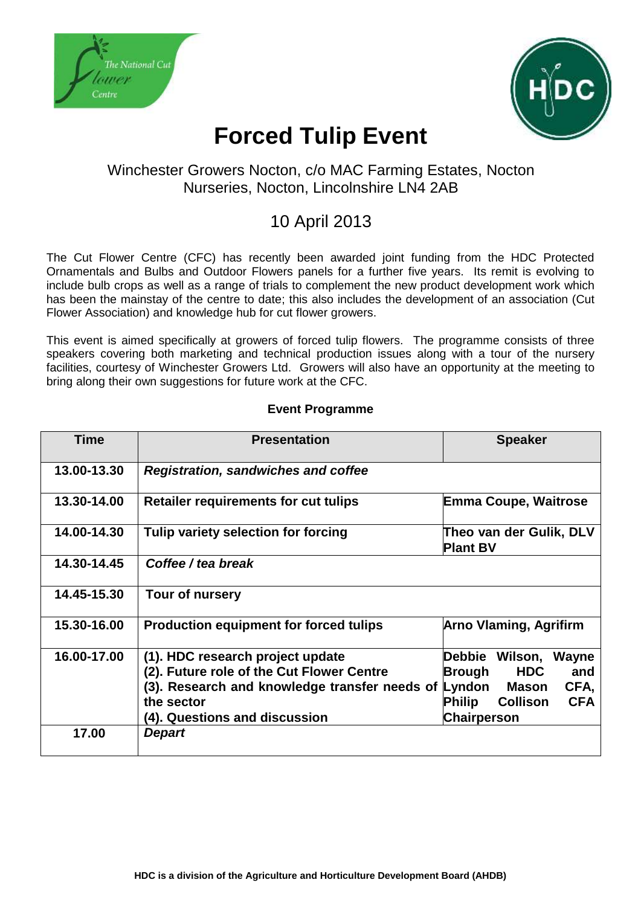# Forced Tulip Event

Winchester Growers Nocton, c/o MAC Farming Estates, Nocton Nurseries, Nocton, Lincolnshire LN4 2AB

10 April 2013

The Cut Flower Centre (CFC) has recently been awarded joint funding from the HDC Protected Ornamentals and Bulbs and Outdoor Flowers panels for a further five years. Its remit is evolving to include bulb crops as well as a range of trials to complement the new product development work which has been the mainstay of the centre to date; this also includes the development of an association (Cut Flower Association) and knowledge hub for cut flower growers.

This event is aimed specifically at growers of forced tulip flowers. The programme consists of three speakers covering both marketing and technical production issues along with a tour of the nursery facilities, courtesy of Winchester Growers Ltd. Growers will also have an opportunity at the meeting to bring along their own suggestions for future work at the CFC.

**Event Programme**

| Time | Presentation | Speaker |
|---|---|---|
| 13.00-13.30 | ***Registration, sandwiches and coffee*** | |
| 13.30-14.00 | **Retailer requirements for cut tulips** | **Emma Coupe, Waitrose** |
| 14.00-14.30 | **Tulip variety selection for forcing** | **Theo van der Gulik, DLV Plant BV** |
| 14.30-14.45 | ***Coffee / tea break*** | |
| 14.45-15.30 | **Tour of nursery** | |
| 15.30-16.00 | **Production equipment for forced tulips** | **Arno Vlaming, Agrifirm** |
| 16.00-17.00 | **(1). HDC research project update**<br>**(2). Future role of the Cut Flower Centre**<br>**(3). Research and knowledge transfer needs of the sector**<br>**(4). Questions and discussion** | **Debbie Wilson, Wayne Brough HDC and Lyndon Mason CFA, Philip Collison CFA Chairperson** |
| 17.00 | ***Depart*** | |

HDC is a division of the Agriculture and Horticulture Development Board (AHDB)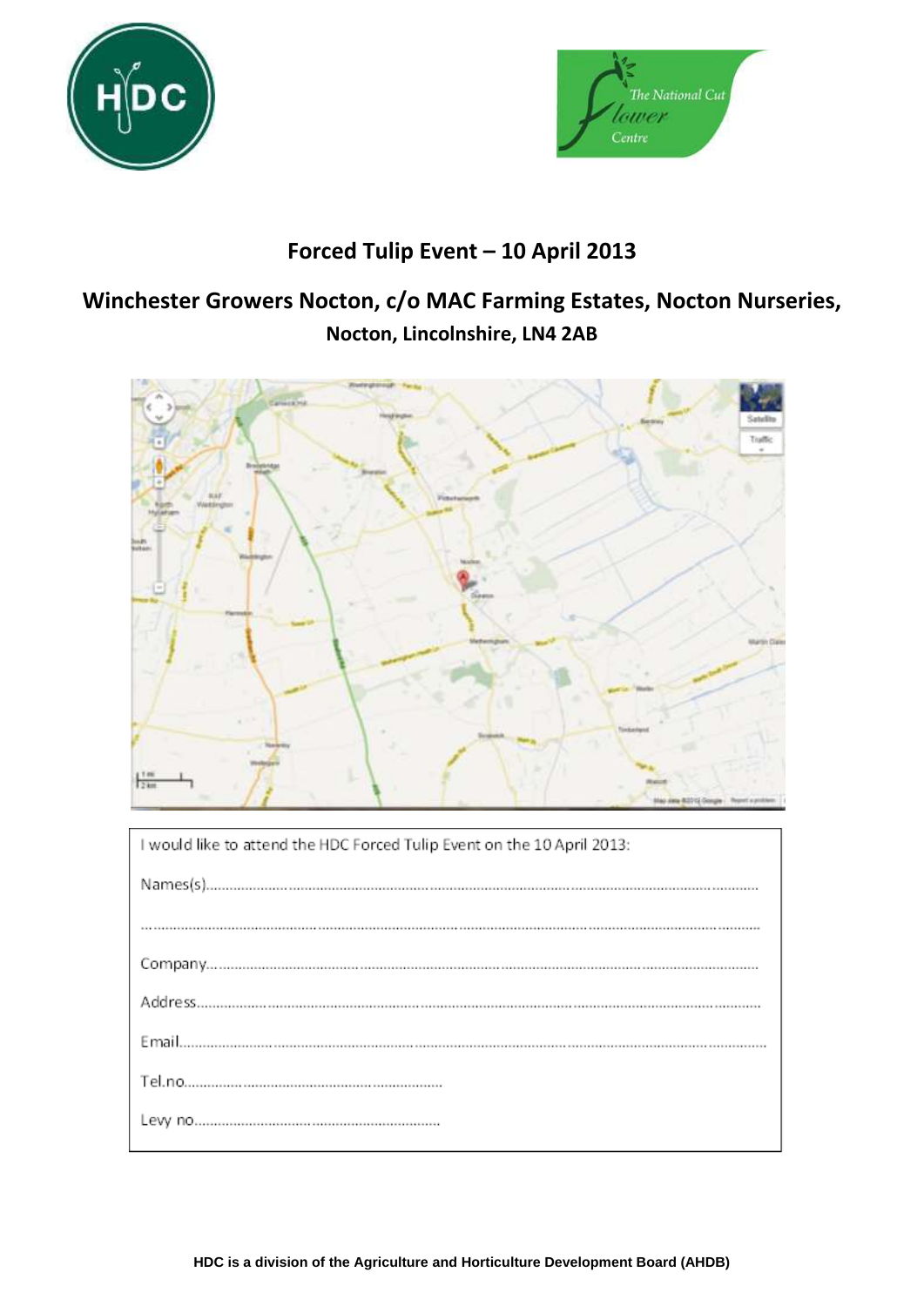## Forced Tulip Event – 10 April 2013

### Winchester Growers Nocton, c/o MAC Farming Estates, Nocton Nurseries, Nocton, Lincolnshire, LN4 2AB

I would like to attend the HDC Forced Tulip Event on the 10 April 2013:

Names(s)..........................................................................................................................................

..........................................................................................................................................................

Company..........................................................................................................................................

Address..........................................................................................................................................

Email..........................................................................................................................................

Tel.no................................................................

Levy no..............................................................

**HDC is a division of the Agriculture and Horticulture Development Board (AHDB)**